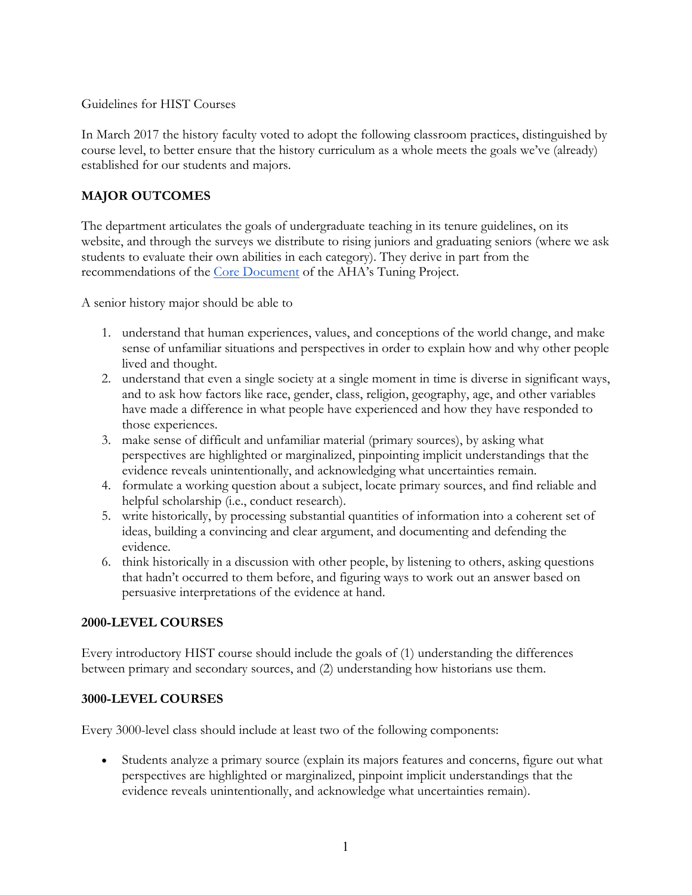Guidelines for HIST Courses

In March 2017 the history faculty voted to adopt the following classroom practices, distinguished by course level, to better ensure that the history curriculum as a whole meets the goals we've (already) established for our students and majors.

## MAJOR OUTCOMES

The department articulates the goals of undergraduate teaching in its tenure guidelines, on its website, and through the surveys we distribute to rising juniors and graduating seniors (where we ask students to evaluate their own abilities in each category). They derive in part from the recommendations of the Core Document of the AHA's Tuning Project.

A senior history major should be able to

1. understand that human experiences, values, and conceptions of the world change, and make sense of unfamiliar situations and perspectives in order to explain how and why other people lived and thought.
2. understand that even a single society at a single moment in time is diverse in significant ways, and to ask how factors like race, gender, class, religion, geography, age, and other variables have made a difference in what people have experienced and how they have responded to those experiences.
3. make sense of difficult and unfamiliar material (primary sources), by asking what perspectives are highlighted or marginalized, pinpointing implicit understandings that the evidence reveals unintentionally, and acknowledging what uncertainties remain.
4. formulate a working question about a subject, locate primary sources, and find reliable and helpful scholarship (i.e., conduct research).
5. write historically, by processing substantial quantities of information into a coherent set of ideas, building a convincing and clear argument, and documenting and defending the evidence.
6. think historically in a discussion with other people, by listening to others, asking questions that hadn't occurred to them before, and figuring ways to work out an answer based on persuasive interpretations of the evidence at hand.

## 2000-LEVEL COURSES

Every introductory HIST course should include the goals of (1) understanding the differences between primary and secondary sources, and (2) understanding how historians use them.

## 3000-LEVEL COURSES

Every 3000-level class should include at least two of the following components:

- Students analyze a primary source (explain its majors features and concerns, figure out what perspectives are highlighted or marginalized, pinpoint implicit understandings that the evidence reveals unintentionally, and acknowledge what uncertainties remain).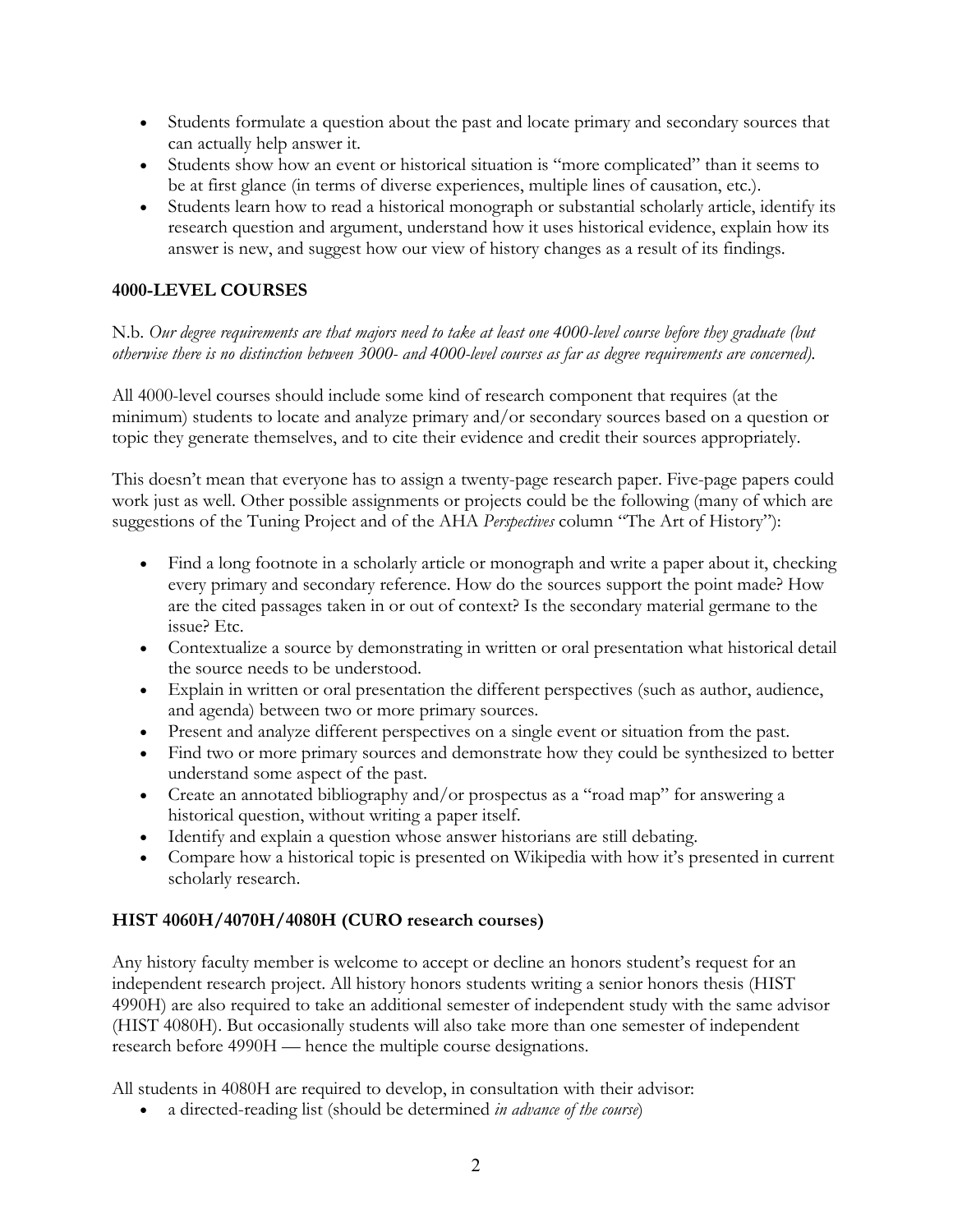- Students formulate a question about the past and locate primary and secondary sources that can actually help answer it.
- Students show how an event or historical situation is "more complicated" than it seems to be at first glance (in terms of diverse experiences, multiple lines of causation, etc.).
- Students learn how to read a historical monograph or substantial scholarly article, identify its research question and argument, understand how it uses historical evidence, explain how its answer is new, and suggest how our view of history changes as a result of its findings.

## 4000-LEVEL COURSES

N.b. *Our degree requirements are that majors need to take at least one 4000-level course before they graduate (but otherwise there is no distinction between 3000- and 4000-level courses as far as degree requirements are concerned).*

All 4000-level courses should include some kind of research component that requires (at the minimum) students to locate and analyze primary and/or secondary sources based on a question or topic they generate themselves, and to cite their evidence and credit their sources appropriately.

This doesn't mean that everyone has to assign a twenty-page research paper. Five-page papers could work just as well. Other possible assignments or projects could be the following (many of which are suggestions of the Tuning Project and of the AHA *Perspectives* column "The Art of History"):

- Find a long footnote in a scholarly article or monograph and write a paper about it, checking every primary and secondary reference. How do the sources support the point made? How are the cited passages taken in or out of context? Is the secondary material germane to the issue? Etc.
- Contextualize a source by demonstrating in written or oral presentation what historical detail the source needs to be understood.
- Explain in written or oral presentation the different perspectives (such as author, audience, and agenda) between two or more primary sources.
- Present and analyze different perspectives on a single event or situation from the past.
- Find two or more primary sources and demonstrate how they could be synthesized to better understand some aspect of the past.
- Create an annotated bibliography and/or prospectus as a "road map" for answering a historical question, without writing a paper itself.
- Identify and explain a question whose answer historians are still debating.
- Compare how a historical topic is presented on Wikipedia with how it's presented in current scholarly research.

## HIST 4060H/4070H/4080H (CURO research courses)

Any history faculty member is welcome to accept or decline an honors student's request for an independent research project. All history honors students writing a senior honors thesis (HIST 4990H) are also required to take an additional semester of independent study with the same advisor (HIST 4080H). But occasionally students will also take more than one semester of independent research before 4990H — hence the multiple course designations.

All students in 4080H are required to develop, in consultation with their advisor:

- a directed-reading list (should be determined *in advance of the course*)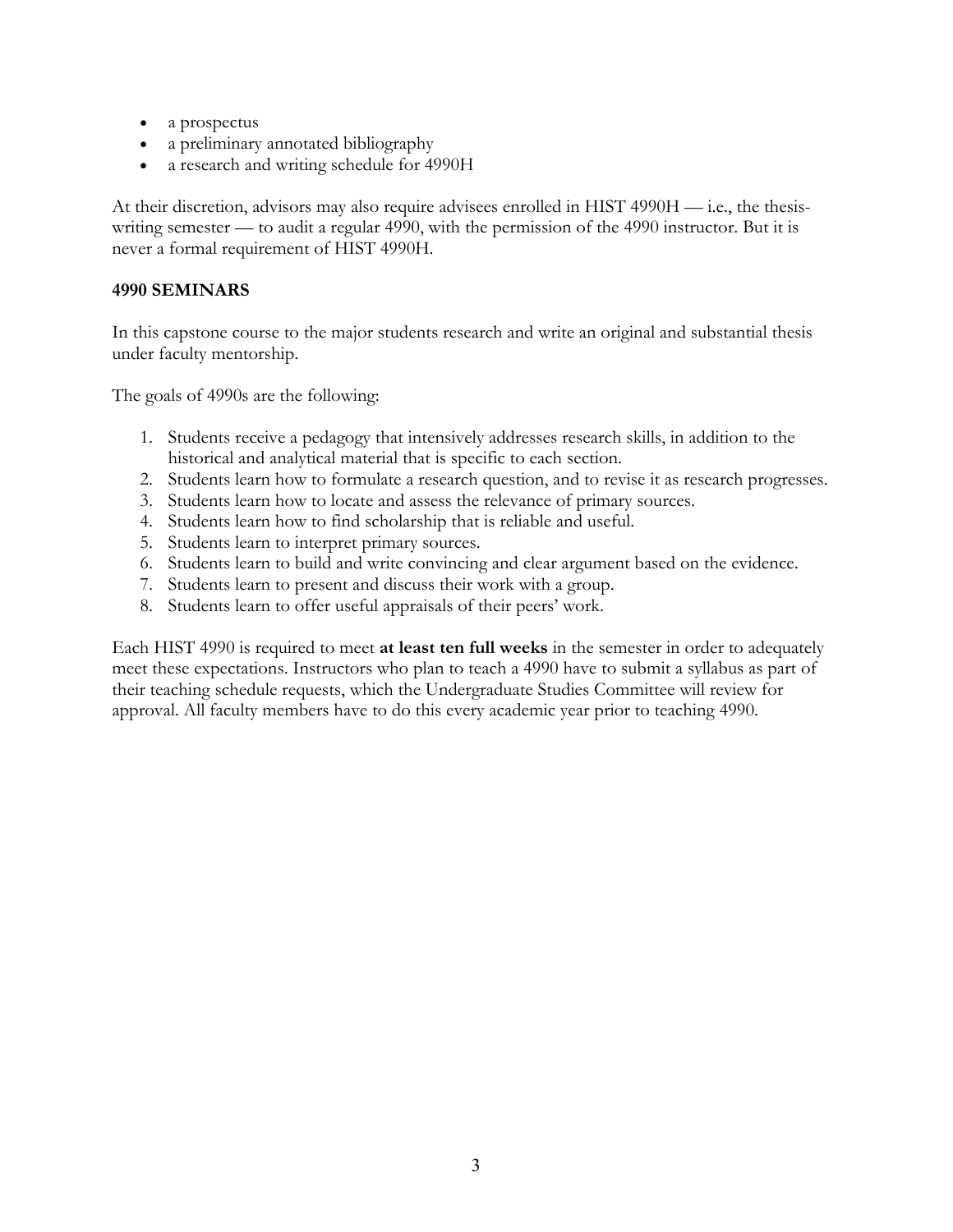- a prospectus
- a preliminary annotated bibliography
- a research and writing schedule for 4990H

At their discretion, advisors may also require advisees enrolled in HIST 4990H — i.e., the thesis-writing semester — to audit a regular 4990, with the permission of the 4990 instructor. But it is never a formal requirement of HIST 4990H.

**4990 SEMINARS**

In this capstone course to the major students research and write an original and substantial thesis under faculty mentorship.

The goals of 4990s are the following:

1. Students receive a pedagogy that intensively addresses research skills, in addition to the historical and analytical material that is specific to each section.
2. Students learn how to formulate a research question, and to revise it as research progresses.
3. Students learn how to locate and assess the relevance of primary sources.
4. Students learn how to find scholarship that is reliable and useful.
5. Students learn to interpret primary sources.
6. Students learn to build and write convincing and clear argument based on the evidence.
7. Students learn to present and discuss their work with a group.
8. Students learn to offer useful appraisals of their peers' work.

Each HIST 4990 is required to meet **at least ten full weeks** in the semester in order to adequately meet these expectations. Instructors who plan to teach a 4990 have to submit a syllabus as part of their teaching schedule requests, which the Undergraduate Studies Committee will review for approval. All faculty members have to do this every academic year prior to teaching 4990.